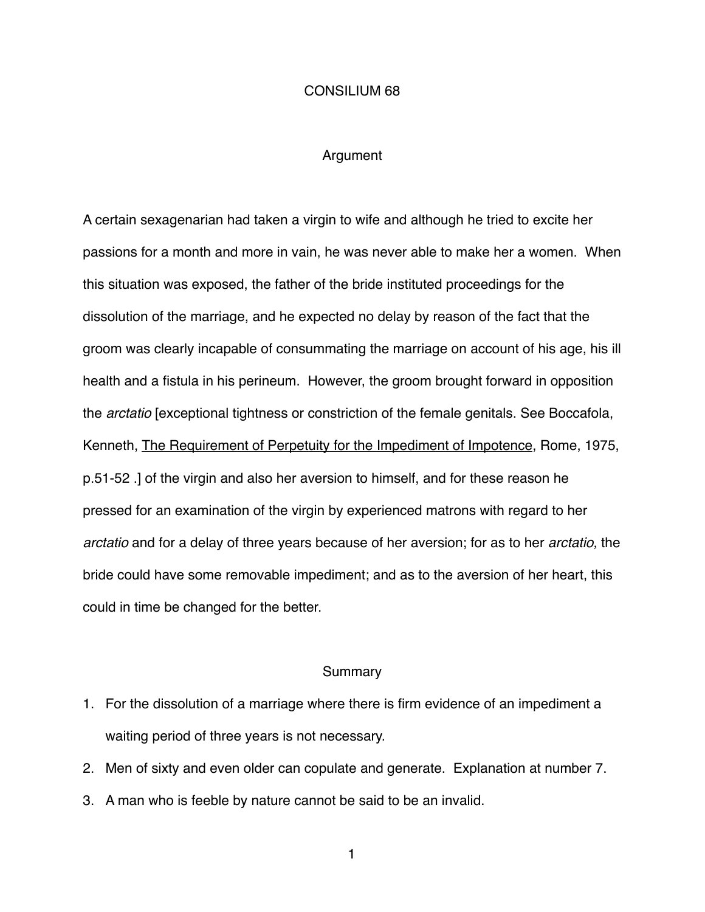# CONSILIUM 68

## Argument

A certain sexagenarian had taken a virgin to wife and although he tried to excite her passions for a month and more in vain, he was never able to make her a women. When this situation was exposed, the father of the bride instituted proceedings for the dissolution of the marriage, and he expected no delay by reason of the fact that the groom was clearly incapable of consummating the marriage on account of his age, his ill health and a fistula in his perineum. However, the groom brought forward in opposition the *arctatio* [exceptional tightness or constriction of the female genitals. See Boccafola, Kenneth, <u>The Requirement of Perpetuity for the Impediment of Impotence</u>, Rome, 1975, p.51-52 .] of the virgin and also her aversion to himself, and for these reason he pressed for an examination of the virgin by experienced matrons with regard to her *arctatio* and for a delay of three years because of her aversion; for as to her *arctatio,* the bride could have some removable impediment; and as to the aversion of her heart, this could in time be changed for the better.

## Summary

1. For the dissolution of a marriage where there is firm evidence of an impediment a waiting period of three years is not necessary.
2. Men of sixty and even older can copulate and generate. Explanation at number 7.
3. A man who is feeble by nature cannot be said to be an invalid.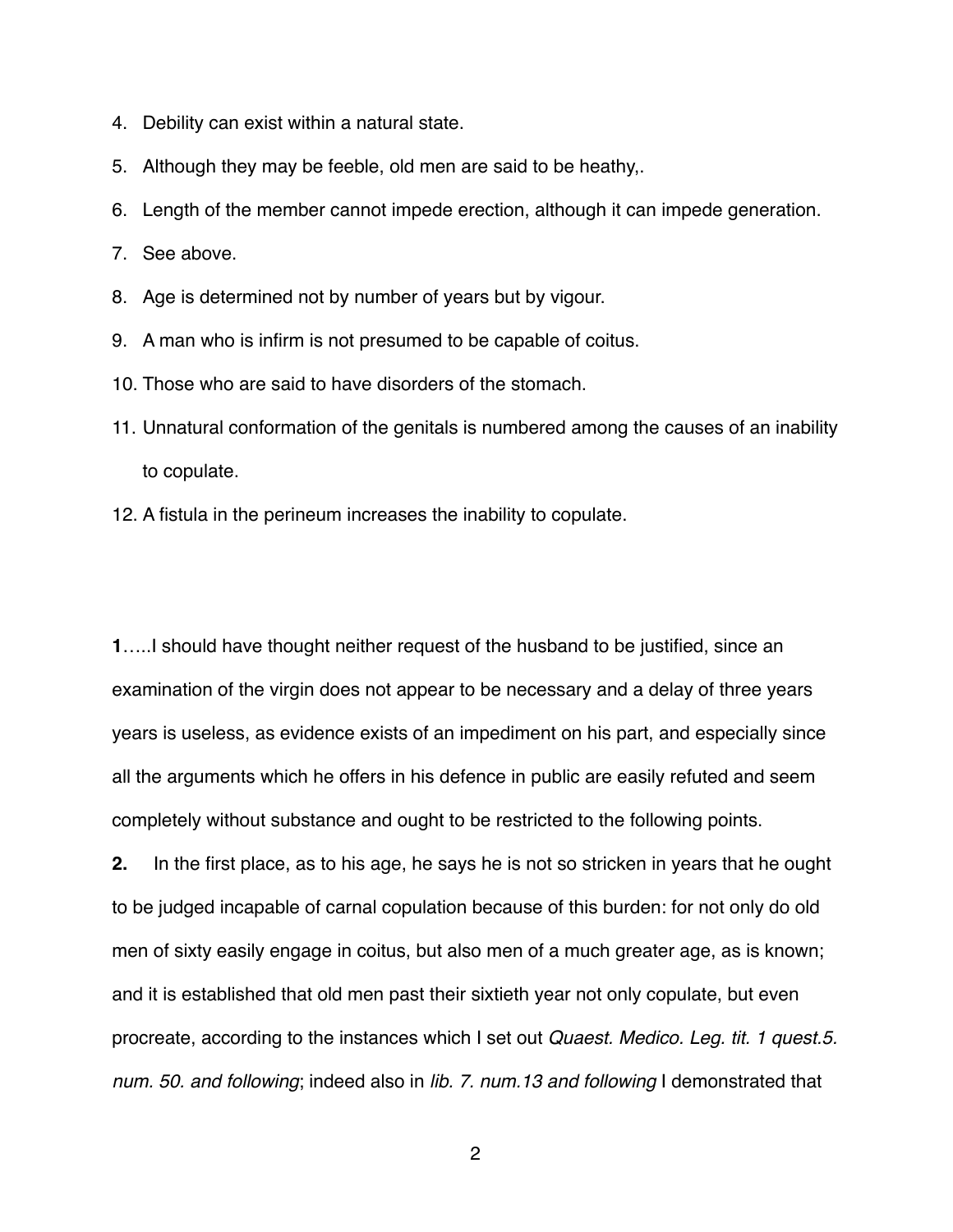4. Debility can exist within a natural state.
5. Although they may be feeble, old men are said to be heathy,.
6. Length of the member cannot impede erection, although it can impede generation.
7. See above.
8. Age is determined not by number of years but by vigour.
9. A man who is infirm is not presumed to be capable of coitus.
10. Those who are said to have disorders of the stomach.
11. Unnatural conformation of the genitals is numbered among the causes of an inability to copulate.
12. A fistula in the perineum increases the inability to copulate.

**1**…..I should have thought neither request of the husband to be justified, since an examination of the virgin does not appear to be necessary and a delay of three years years is useless, as evidence exists of an impediment on his part, and especially since all the arguments which he offers in his defence in public are easily refuted and seem completely without substance and ought to be restricted to the following points.

**2.** In the first place, as to his age, he says he is not so stricken in years that he ought to be judged incapable of carnal copulation because of this burden: for not only do old men of sixty easily engage in coitus, but also men of a much greater age, as is known; and it is established that old men past their sixtieth year not only copulate, but even procreate, according to the instances which I set out *Quaest. Medico. Leg. tit. 1 quest.5. num. 50. and following*; indeed also in *lib. 7. num.13 and following* I demonstrated that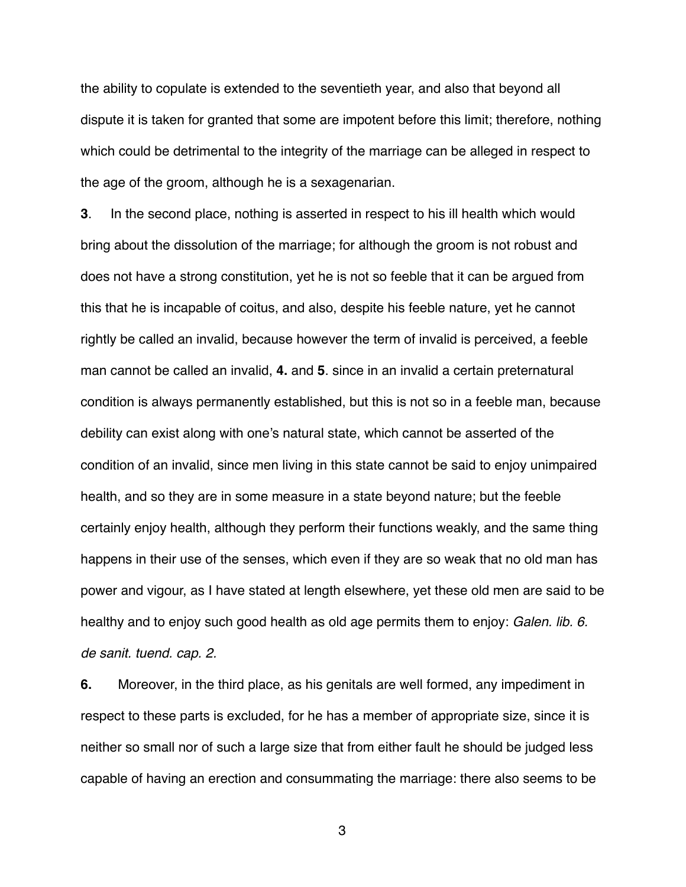the ability to copulate is extended to the seventieth year, and also that beyond all dispute it is taken for granted that some are impotent before this limit; therefore, nothing which could be detrimental to the integrity of the marriage can be alleged in respect to the age of the groom, although he is a sexagenarian.

**3**. In the second place, nothing is asserted in respect to his ill health which would bring about the dissolution of the marriage; for although the groom is not robust and does not have a strong constitution, yet he is not so feeble that it can be argued from this that he is incapable of coitus, and also, despite his feeble nature, yet he cannot rightly be called an invalid, because however the term of invalid is perceived, a feeble man cannot be called an invalid, **4.** and **5**. since in an invalid a certain preternatural condition is always permanently established, but this is not so in a feeble man, because debility can exist along with one's natural state, which cannot be asserted of the condition of an invalid, since men living in this state cannot be said to enjoy unimpaired health, and so they are in some measure in a state beyond nature; but the feeble certainly enjoy health, although they perform their functions weakly, and the same thing happens in their use of the senses, which even if they are so weak that no old man has power and vigour, as I have stated at length elsewhere, yet these old men are said to be healthy and to enjoy such good health as old age permits them to enjoy: *Galen. lib. 6. de sanit. tuend. cap. 2.*

**6.** Moreover, in the third place, as his genitals are well formed, any impediment in respect to these parts is excluded, for he has a member of appropriate size, since it is neither so small nor of such a large size that from either fault he should be judged less capable of having an erection and consummating the marriage: there also seems to be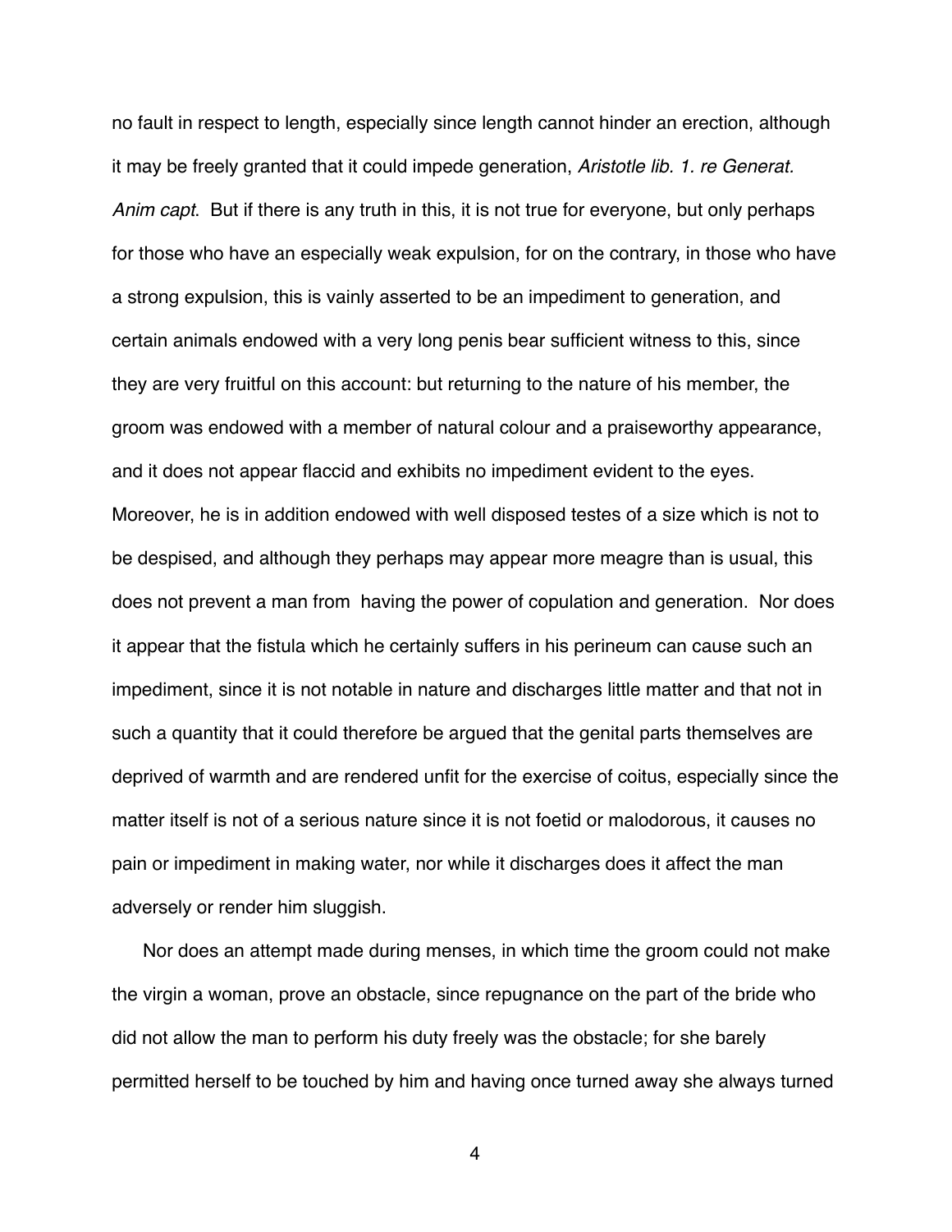no fault in respect to length, especially since length cannot hinder an erection, although it may be freely granted that it could impede generation, *Aristotle lib. 1. re Generat. Anim capt*. But if there is any truth in this, it is not true for everyone, but only perhaps for those who have an especially weak expulsion, for on the contrary, in those who have a strong expulsion, this is vainly asserted to be an impediment to generation, and certain animals endowed with a very long penis bear sufficient witness to this, since they are very fruitful on this account: but returning to the nature of his member, the groom was endowed with a member of natural colour and a praiseworthy appearance, and it does not appear flaccid and exhibits no impediment evident to the eyes. Moreover, he is in addition endowed with well disposed testes of a size which is not to be despised, and although they perhaps may appear more meagre than is usual, this does not prevent a man from having the power of copulation and generation. Nor does it appear that the fistula which he certainly suffers in his perineum can cause such an impediment, since it is not notable in nature and discharges little matter and that not in such a quantity that it could therefore be argued that the genital parts themselves are deprived of warmth and are rendered unfit for the exercise of coitus, especially since the matter itself is not of a serious nature since it is not foetid or malodorous, it causes no pain or impediment in making water, nor while it discharges does it affect the man adversely or render him sluggish.

Nor does an attempt made during menses, in which time the groom could not make the virgin a woman, prove an obstacle, since repugnance on the part of the bride who did not allow the man to perform his duty freely was the obstacle; for she barely permitted herself to be touched by him and having once turned away she always turned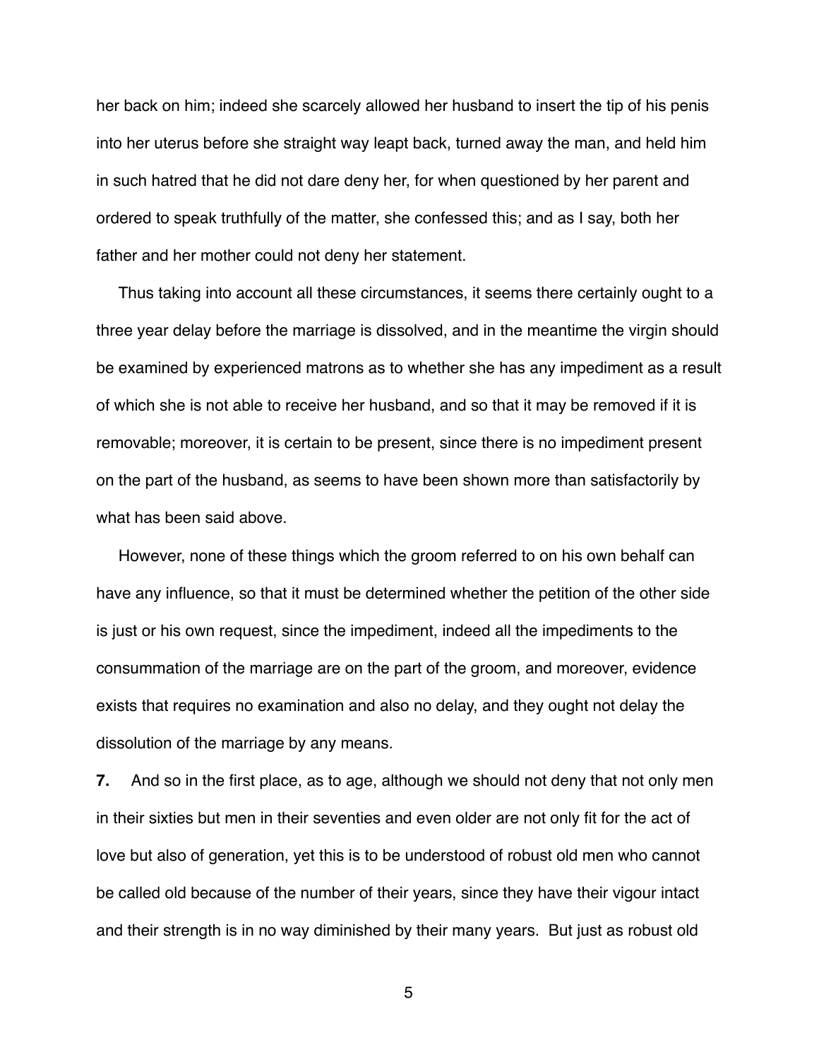her back on him; indeed she scarcely allowed her husband to insert the tip of his penis into her uterus before she straight way leapt back, turned away the man, and held him in such hatred that he did not dare deny her, for when questioned by her parent and ordered to speak truthfully of the matter, she confessed this; and as I say, both her father and her mother could not deny her statement.

Thus taking into account all these circumstances, it seems there certainly ought to a three year delay before the marriage is dissolved, and in the meantime the virgin should be examined by experienced matrons as to whether she has any impediment as a result of which she is not able to receive her husband, and so that it may be removed if it is removable; moreover, it is certain to be present, since there is no impediment present on the part of the husband, as seems to have been shown more than satisfactorily by what has been said above.

However, none of these things which the groom referred to on his own behalf can have any influence, so that it must be determined whether the petition of the other side is just or his own request, since the impediment, indeed all the impediments to the consummation of the marriage are on the part of the groom, and moreover, evidence exists that requires no examination and also no delay, and they ought not delay the dissolution of the marriage by any means.

**7.** And so in the first place, as to age, although we should not deny that not only men in their sixties but men in their seventies and even older are not only fit for the act of love but also of generation, yet this is to be understood of robust old men who cannot be called old because of the number of their years, since they have their vigour intact and their strength is in no way diminished by their many years. But just as robust old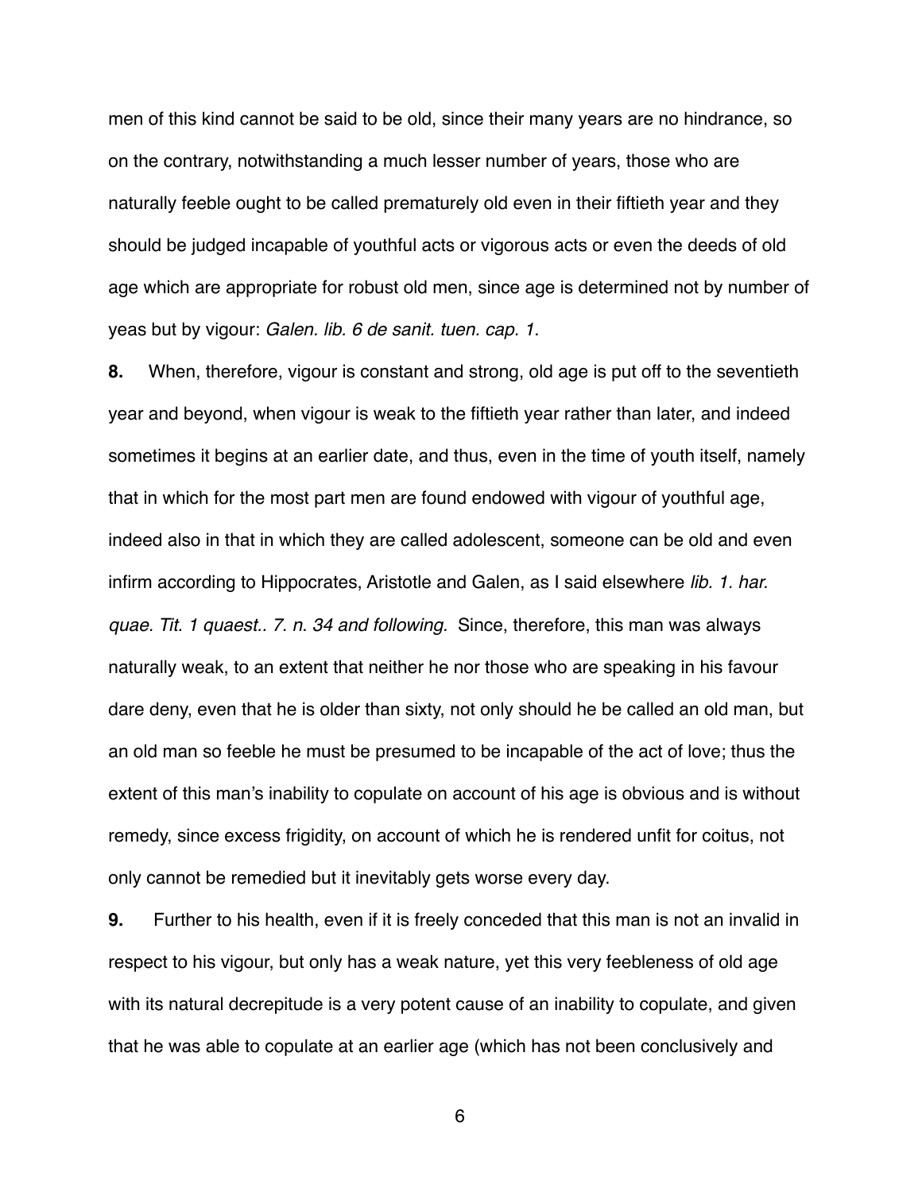men of this kind cannot be said to be old, since their many years are no hindrance, so on the contrary, notwithstanding a much lesser number of years, those who are naturally feeble ought to be called prematurely old even in their fiftieth year and they should be judged incapable of youthful acts or vigorous acts or even the deeds of old age which are appropriate for robust old men, since age is determined not by number of yeas but by vigour: *Galen. lib. 6 de sanit. tuen. cap. 1.*

**8.** When, therefore, vigour is constant and strong, old age is put off to the seventieth year and beyond, when vigour is weak to the fiftieth year rather than later, and indeed sometimes it begins at an earlier date, and thus, even in the time of youth itself, namely that in which for the most part men are found endowed with vigour of youthful age, indeed also in that in which they are called adolescent, someone can be old and even infirm according to Hippocrates, Aristotle and Galen, as I said elsewhere *lib. 1. har. quae. Tit. 1 quaest.. 7. n. 34 and following.* Since, therefore, this man was always naturally weak, to an extent that neither he nor those who are speaking in his favour dare deny, even that he is older than sixty, not only should he be called an old man, but an old man so feeble he must be presumed to be incapable of the act of love; thus the extent of this man's inability to copulate on account of his age is obvious and is without remedy, since excess frigidity, on account of which he is rendered unfit for coitus, not only cannot be remedied but it inevitably gets worse every day.

**9.** Further to his health, even if it is freely conceded that this man is not an invalid in respect to his vigour, but only has a weak nature, yet this very feebleness of old age with its natural decrepitude is a very potent cause of an inability to copulate, and given that he was able to copulate at an earlier age (which has not been conclusively and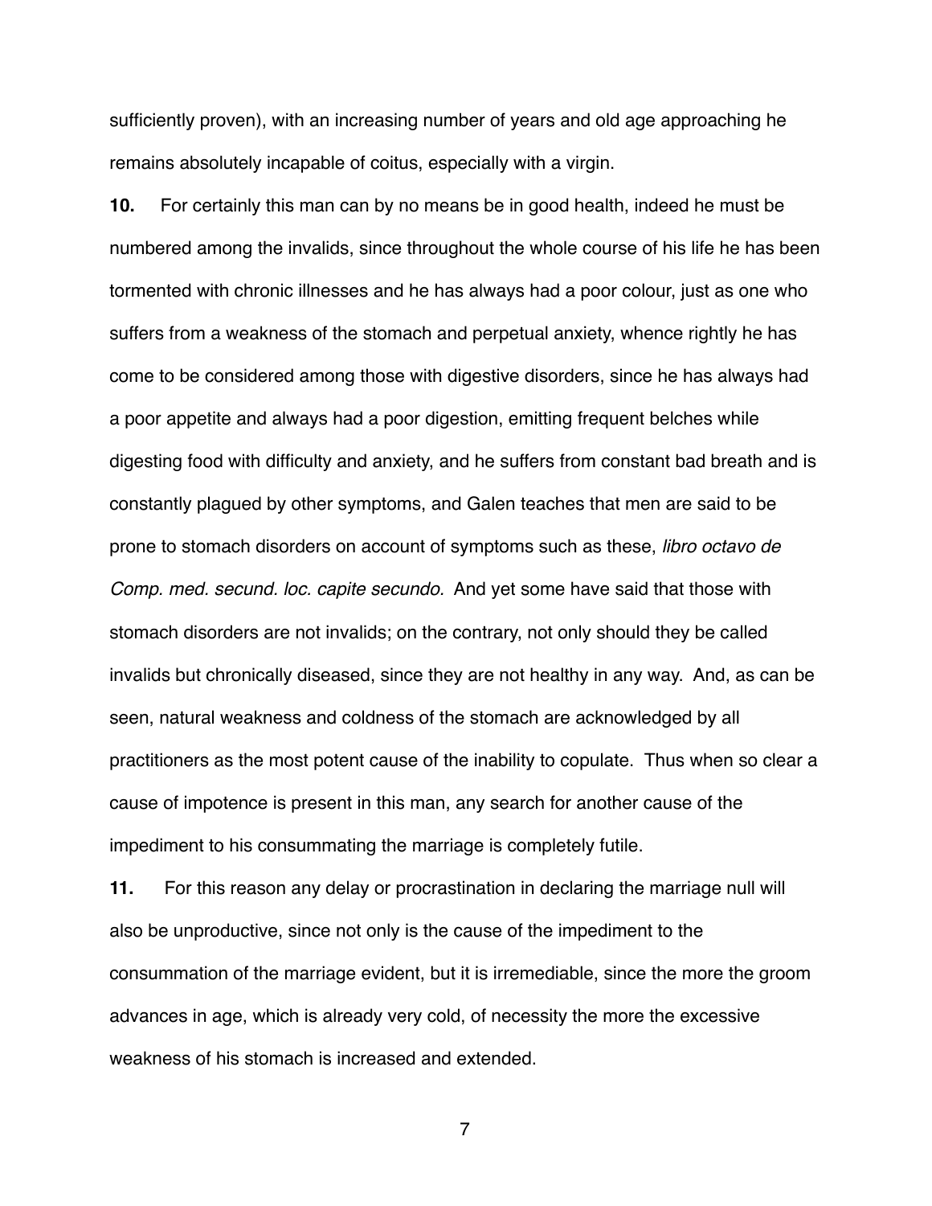sufficiently proven), with an increasing number of years and old age approaching he remains absolutely incapable of coitus, especially with a virgin.

**10.** For certainly this man can by no means be in good health, indeed he must be numbered among the invalids, since throughout the whole course of his life he has been tormented with chronic illnesses and he has always had a poor colour, just as one who suffers from a weakness of the stomach and perpetual anxiety, whence rightly he has come to be considered among those with digestive disorders, since he has always had a poor appetite and always had a poor digestion, emitting frequent belches while digesting food with difficulty and anxiety, and he suffers from constant bad breath and is constantly plagued by other symptoms, and Galen teaches that men are said to be prone to stomach disorders on account of symptoms such as these, *libro octavo de Comp. med. secund. loc. capite secundo.* And yet some have said that those with stomach disorders are not invalids; on the contrary, not only should they be called invalids but chronically diseased, since they are not healthy in any way. And, as can be seen, natural weakness and coldness of the stomach are acknowledged by all practitioners as the most potent cause of the inability to copulate. Thus when so clear a cause of impotence is present in this man, any search for another cause of the impediment to his consummating the marriage is completely futile.

**11.** For this reason any delay or procrastination in declaring the marriage null will also be unproductive, since not only is the cause of the impediment to the consummation of the marriage evident, but it is irremediable, since the more the groom advances in age, which is already very cold, of necessity the more the excessive weakness of his stomach is increased and extended.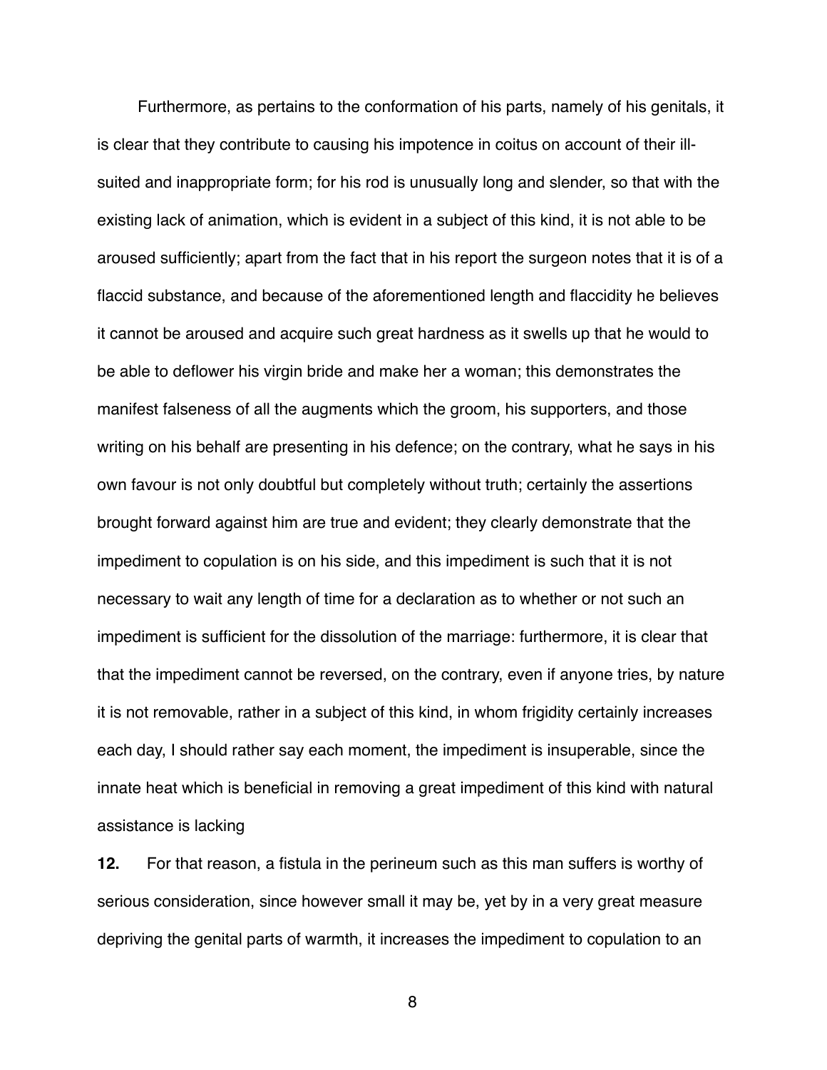Furthermore, as pertains to the conformation of his parts, namely of his genitals, it is clear that they contribute to causing his impotence in coitus on account of their ill-suited and inappropriate form; for his rod is unusually long and slender, so that with the existing lack of animation, which is evident in a subject of this kind, it is not able to be aroused sufficiently; apart from the fact that in his report the surgeon notes that it is of a flaccid substance, and because of the aforementioned length and flaccidity he believes it cannot be aroused and acquire such great hardness as it swells up that he would to be able to deflower his virgin bride and make her a woman; this demonstrates the manifest falseness of all the augments which the groom, his supporters, and those writing on his behalf are presenting in his defence; on the contrary, what he says in his own favour is not only doubtful but completely without truth; certainly the assertions brought forward against him are true and evident; they clearly demonstrate that the impediment to copulation is on his side, and this impediment is such that it is not necessary to wait any length of time for a declaration as to whether or not such an impediment is sufficient for the dissolution of the marriage: furthermore, it is clear that that the impediment cannot be reversed, on the contrary, even if anyone tries, by nature it is not removable, rather in a subject of this kind, in whom frigidity certainly increases each day, I should rather say each moment, the impediment is insuperable, since the innate heat which is beneficial in removing a great impediment of this kind with natural assistance is lacking

**12.** For that reason, a fistula in the perineum such as this man suffers is worthy of serious consideration, since however small it may be, yet by in a very great measure depriving the genital parts of warmth, it increases the impediment to copulation to an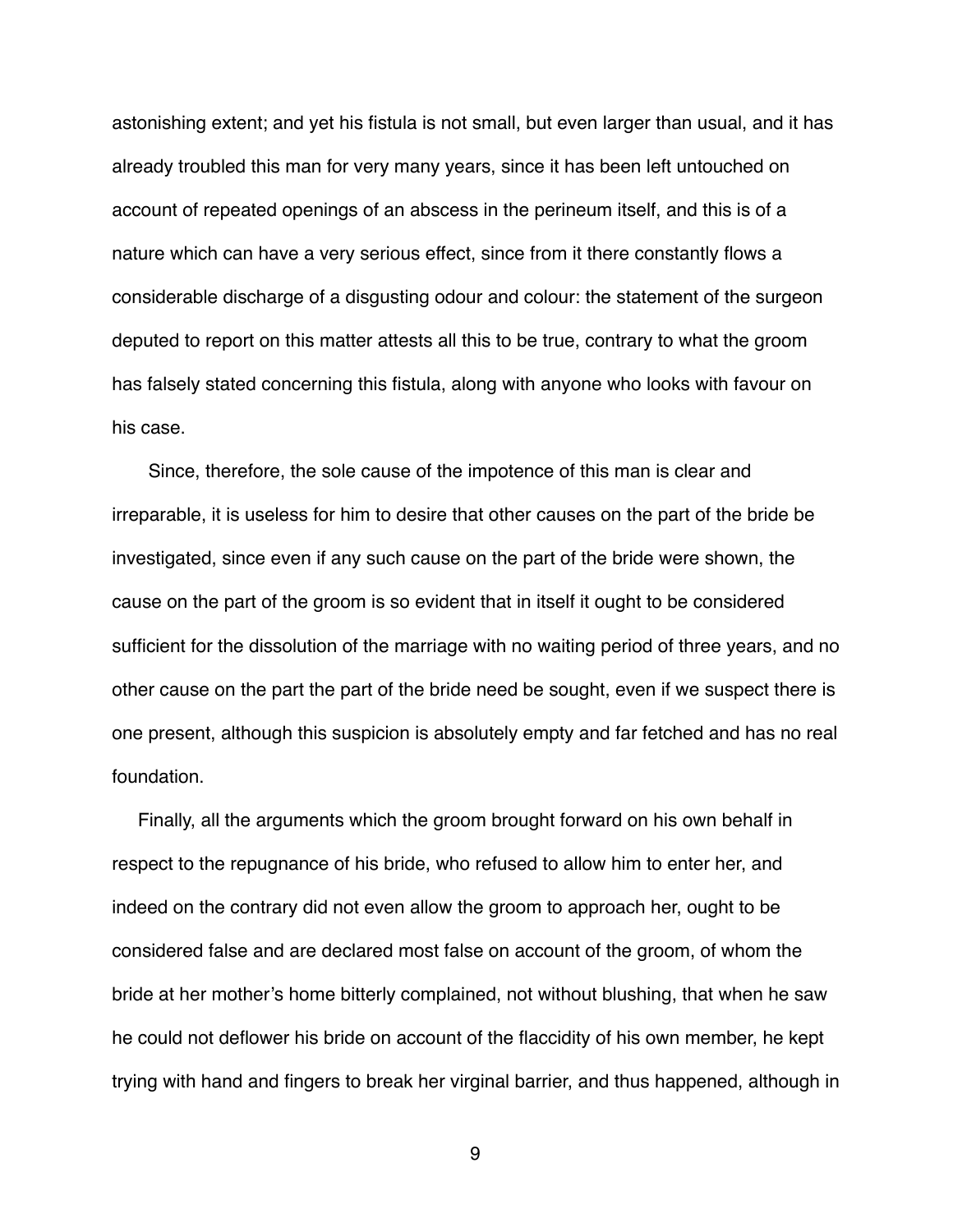astonishing extent; and yet his fistula is not small, but even larger than usual, and it has already troubled this man for very many years, since it has been left untouched on account of repeated openings of an abscess in the perineum itself, and this is of a nature which can have a very serious effect, since from it there constantly flows a considerable discharge of a disgusting odour and colour: the statement of the surgeon deputed to report on this matter attests all this to be true, contrary to what the groom has falsely stated concerning this fistula, along with anyone who looks with favour on his case.

Since, therefore, the sole cause of the impotence of this man is clear and irreparable, it is useless for him to desire that other causes on the part of the bride be investigated, since even if any such cause on the part of the bride were shown, the cause on the part of the groom is so evident that in itself it ought to be considered sufficient for the dissolution of the marriage with no waiting period of three years, and no other cause on the part the part of the bride need be sought, even if we suspect there is one present, although this suspicion is absolutely empty and far fetched and has no real foundation.

Finally, all the arguments which the groom brought forward on his own behalf in respect to the repugnance of his bride, who refused to allow him to enter her, and indeed on the contrary did not even allow the groom to approach her, ought to be considered false and are declared most false on account of the groom, of whom the bride at her mother's home bitterly complained, not without blushing, that when he saw he could not deflower his bride on account of the flaccidity of his own member, he kept trying with hand and fingers to break her virginal barrier, and thus happened, although in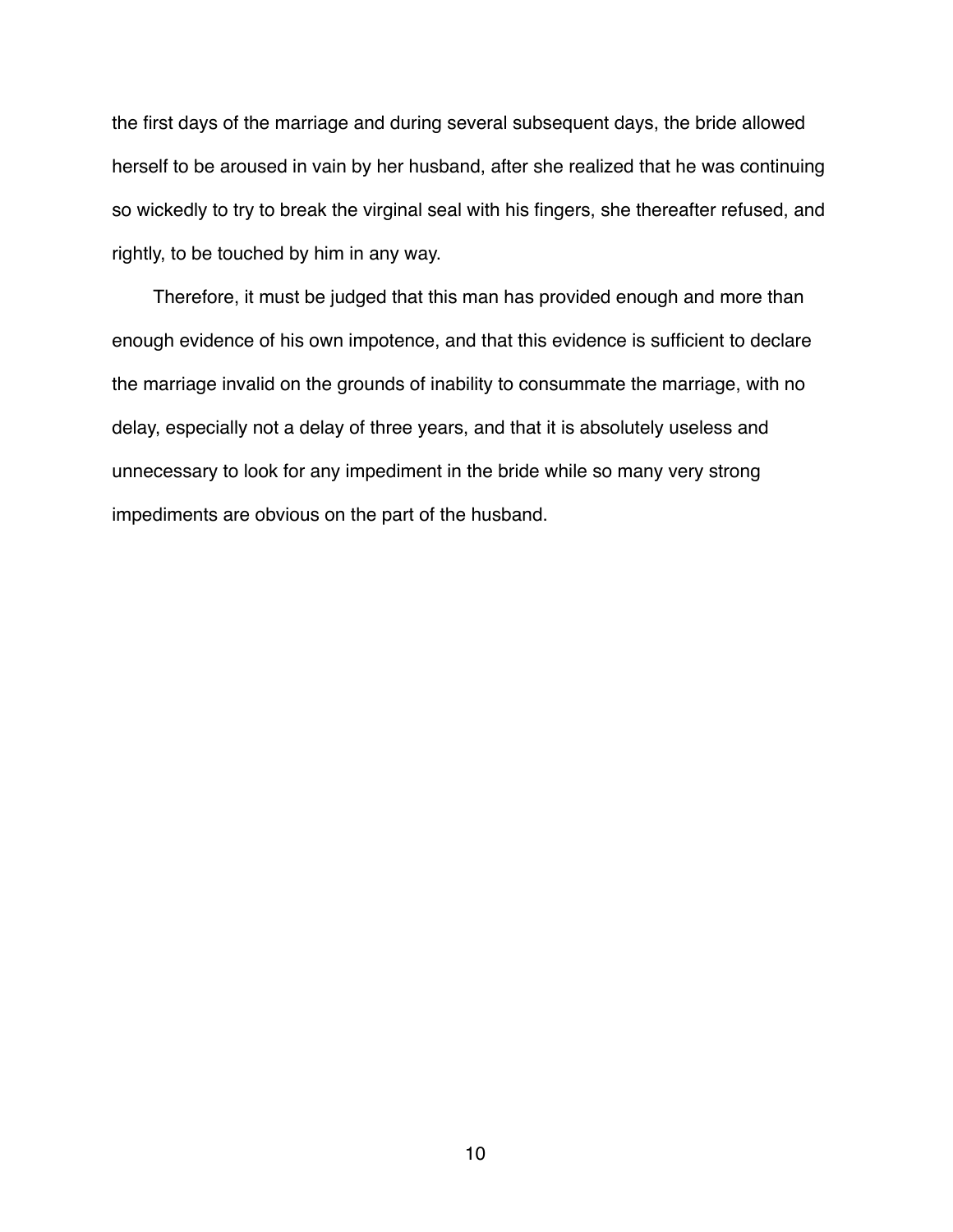the first days of the marriage and during several subsequent days, the bride allowed herself to be aroused in vain by her husband, after she realized that he was continuing so wickedly to try to break the virginal seal with his fingers, she thereafter refused, and rightly, to be touched by him in any way.

Therefore, it must be judged that this man has provided enough and more than enough evidence of his own impotence, and that this evidence is sufficient to declare the marriage invalid on the grounds of inability to consummate the marriage, with no delay, especially not a delay of three years, and that it is absolutely useless and unnecessary to look for any impediment in the bride while so many very strong impediments are obvious on the part of the husband.